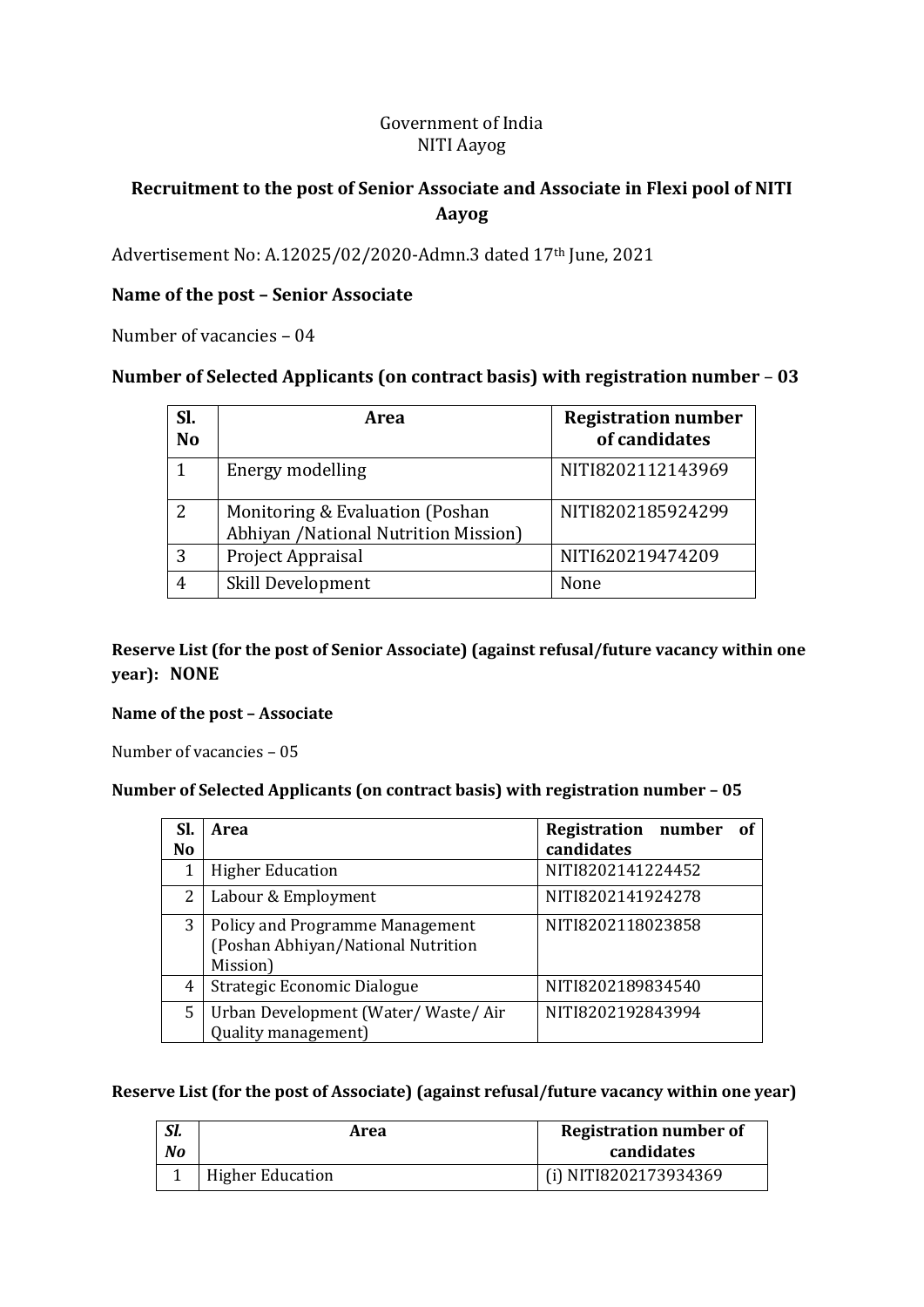Government of India
NITI Aayog

## Recruitment to the post of Senior Associate and Associate in Flexi pool of NITI Aayog

Advertisement No: A.12025/02/2020-Admn.3 dated 17th June, 2021

### Name of the post – Senior Associate

Number of vacancies – 04

### Number of Selected Applicants (on contract basis) with registration number – 03

| Sl. No | Area | Registration number of candidates |
|---|---|---|
| 1 | Energy modelling | NITI8202112143969 |
| 2 | Monitoring & Evaluation (Poshan Abhiyan /National Nutrition Mission) | NITI8202185924299 |
| 3 | Project Appraisal | NITI620219474209 |
| 4 | Skill Development | None |

**Reserve List (for the post of Senior Associate) (against refusal/future vacancy within one year): NONE**

**Name of the post – Associate**

Number of vacancies – 05

**Number of Selected Applicants (on contract basis) with registration number – 05**

| Sl. No | Area | Registration number of candidates |
|---|---|---|
| 1 | Higher Education | NITI8202141224452 |
| 2 | Labour & Employment | NITI8202141924278 |
| 3 | Policy and Programme Management (Poshan Abhiyan/National Nutrition Mission) | NITI8202118023858 |
| 4 | Strategic Economic Dialogue | NITI8202189834540 |
| 5 | Urban Development (Water/ Waste/ Air Quality management) | NITI8202192843994 |

**Reserve List (for the post of Associate) (against refusal/future vacancy within one year)**

| *Sl. No* | Area | Registration number of candidates |
|---|---|---|
| 1 | Higher Education | (i) NITI8202173934369 |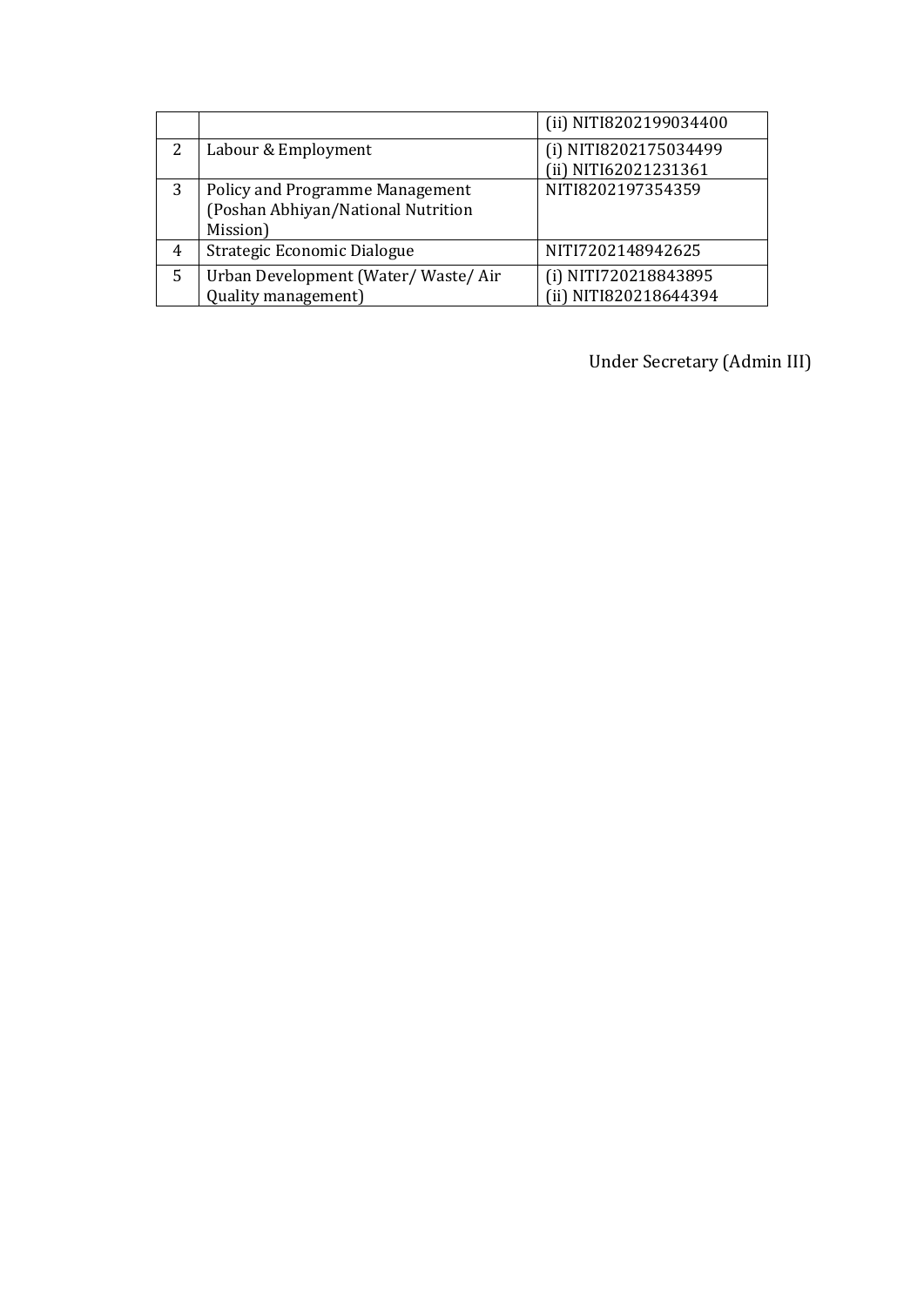| | | |
|---|---|---|
| | | (ii) NITI8202199034400 |
| 2 | Labour & Employment | (i) NITI8202175034499<br>(ii) NITI62021231361 |
| 3 | Policy and Programme Management (Poshan Abhiyan/National Nutrition Mission) | NITI8202197354359 |
| 4 | Strategic Economic Dialogue | NITI7202148942625 |
| 5 | Urban Development (Water/ Waste/ Air Quality management) | (i) NITI720218843895<br>(ii) NITI820218644394 |

Under Secretary (Admin III)